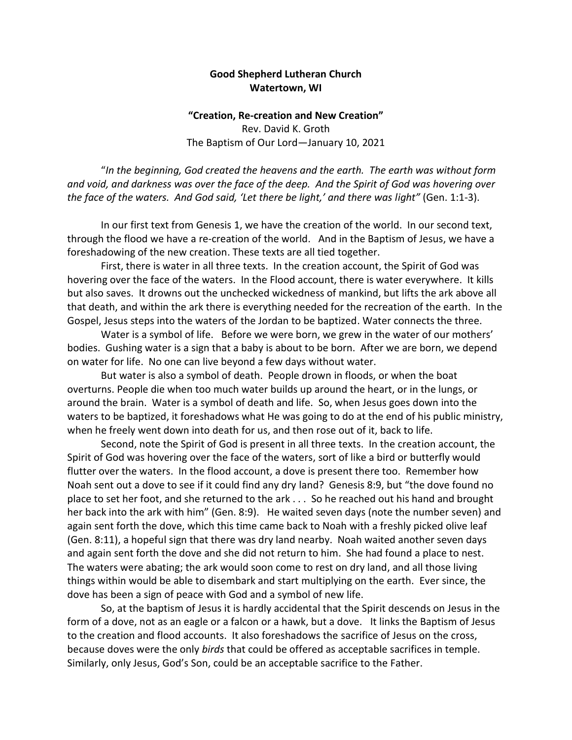**Good Shepherd Lutheran Church**
**Watertown, WI**

**"Creation, Re-creation and New Creation"**
Rev. David K. Groth
The Baptism of Our Lord—January 10, 2021

"*In the beginning, God created the heavens and the earth. The earth was without form and void, and darkness was over the face of the deep. And the Spirit of God was hovering over the face of the waters. And God said, 'Let there be light,' and there was light"* (Gen. 1:1-3).

In our first text from Genesis 1, we have the creation of the world. In our second text, through the flood we have a re-creation of the world. And in the Baptism of Jesus, we have a foreshadowing of the new creation. These texts are all tied together.

First, there is water in all three texts. In the creation account, the Spirit of God was hovering over the face of the waters. In the Flood account, there is water everywhere. It kills but also saves. It drowns out the unchecked wickedness of mankind, but lifts the ark above all that death, and within the ark there is everything needed for the recreation of the earth. In the Gospel, Jesus steps into the waters of the Jordan to be baptized. Water connects the three.

Water is a symbol of life. Before we were born, we grew in the water of our mothers' bodies. Gushing water is a sign that a baby is about to be born. After we are born, we depend on water for life. No one can live beyond a few days without water.

But water is also a symbol of death. People drown in floods, or when the boat overturns. People die when too much water builds up around the heart, or in the lungs, or around the brain. Water is a symbol of death and life. So, when Jesus goes down into the waters to be baptized, it foreshadows what He was going to do at the end of his public ministry, when he freely went down into death for us, and then rose out of it, back to life.

Second, note the Spirit of God is present in all three texts. In the creation account, the Spirit of God was hovering over the face of the waters, sort of like a bird or butterfly would flutter over the waters. In the flood account, a dove is present there too. Remember how Noah sent out a dove to see if it could find any dry land? Genesis 8:9, but "the dove found no place to set her foot, and she returned to the ark . . . So he reached out his hand and brought her back into the ark with him" (Gen. 8:9). He waited seven days (note the number seven) and again sent forth the dove, which this time came back to Noah with a freshly picked olive leaf (Gen. 8:11), a hopeful sign that there was dry land nearby. Noah waited another seven days and again sent forth the dove and she did not return to him. She had found a place to nest. The waters were abating; the ark would soon come to rest on dry land, and all those living things within would be able to disembark and start multiplying on the earth. Ever since, the dove has been a sign of peace with God and a symbol of new life.

So, at the baptism of Jesus it is hardly accidental that the Spirit descends on Jesus in the form of a dove, not as an eagle or a falcon or a hawk, but a dove. It links the Baptism of Jesus to the creation and flood accounts. It also foreshadows the sacrifice of Jesus on the cross, because doves were the only *birds* that could be offered as acceptable sacrifices in temple. Similarly, only Jesus, God's Son, could be an acceptable sacrifice to the Father.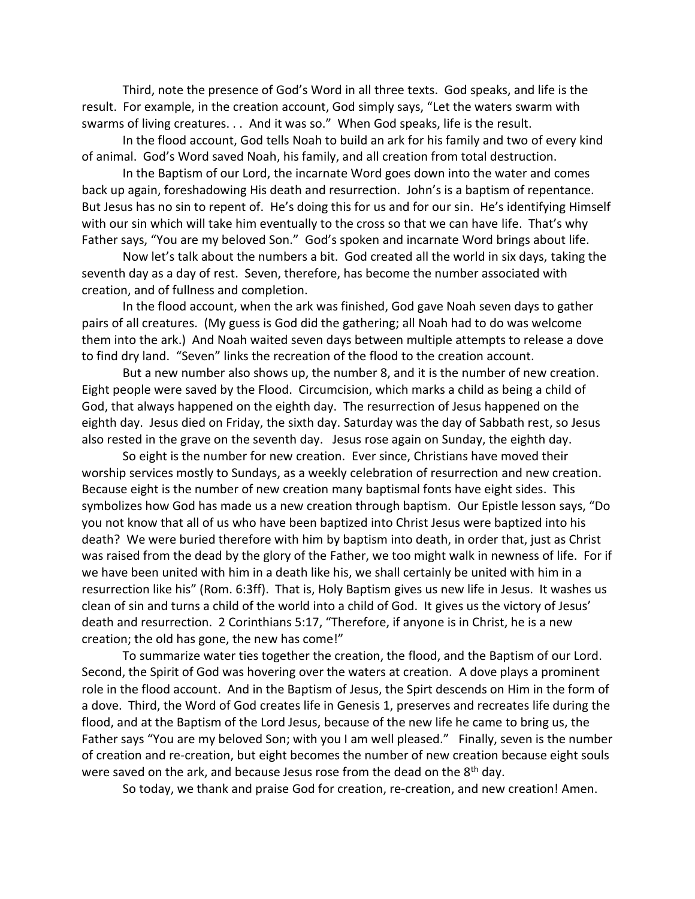Third, note the presence of God's Word in all three texts. God speaks, and life is the result. For example, in the creation account, God simply says, "Let the waters swarm with swarms of living creatures. . . And it was so." When God speaks, life is the result.

In the flood account, God tells Noah to build an ark for his family and two of every kind of animal. God's Word saved Noah, his family, and all creation from total destruction.

In the Baptism of our Lord, the incarnate Word goes down into the water and comes back up again, foreshadowing His death and resurrection. John's is a baptism of repentance. But Jesus has no sin to repent of. He's doing this for us and for our sin. He's identifying Himself with our sin which will take him eventually to the cross so that we can have life. That's why Father says, "You are my beloved Son." God's spoken and incarnate Word brings about life.

Now let's talk about the numbers a bit. God created all the world in six days, taking the seventh day as a day of rest. Seven, therefore, has become the number associated with creation, and of fullness and completion.

In the flood account, when the ark was finished, God gave Noah seven days to gather pairs of all creatures. (My guess is God did the gathering; all Noah had to do was welcome them into the ark.) And Noah waited seven days between multiple attempts to release a dove to find dry land. "Seven" links the recreation of the flood to the creation account.

But a new number also shows up, the number 8, and it is the number of new creation. Eight people were saved by the Flood. Circumcision, which marks a child as being a child of God, that always happened on the eighth day. The resurrection of Jesus happened on the eighth day. Jesus died on Friday, the sixth day. Saturday was the day of Sabbath rest, so Jesus also rested in the grave on the seventh day. Jesus rose again on Sunday, the eighth day.

So eight is the number for new creation. Ever since, Christians have moved their worship services mostly to Sundays, as a weekly celebration of resurrection and new creation. Because eight is the number of new creation many baptismal fonts have eight sides. This symbolizes how God has made us a new creation through baptism. Our Epistle lesson says, "Do you not know that all of us who have been baptized into Christ Jesus were baptized into his death? We were buried therefore with him by baptism into death, in order that, just as Christ was raised from the dead by the glory of the Father, we too might walk in newness of life. For if we have been united with him in a death like his, we shall certainly be united with him in a resurrection like his" (Rom. 6:3ff). That is, Holy Baptism gives us new life in Jesus. It washes us clean of sin and turns a child of the world into a child of God. It gives us the victory of Jesus' death and resurrection. 2 Corinthians 5:17, "Therefore, if anyone is in Christ, he is a new creation; the old has gone, the new has come!"

To summarize water ties together the creation, the flood, and the Baptism of our Lord. Second, the Spirit of God was hovering over the waters at creation. A dove plays a prominent role in the flood account. And in the Baptism of Jesus, the Spirt descends on Him in the form of a dove. Third, the Word of God creates life in Genesis 1, preserves and recreates life during the flood, and at the Baptism of the Lord Jesus, because of the new life he came to bring us, the Father says "You are my beloved Son; with you I am well pleased." Finally, seven is the number of creation and re-creation, but eight becomes the number of new creation because eight souls were saved on the ark, and because Jesus rose from the dead on the 8th day.

So today, we thank and praise God for creation, re-creation, and new creation! Amen.